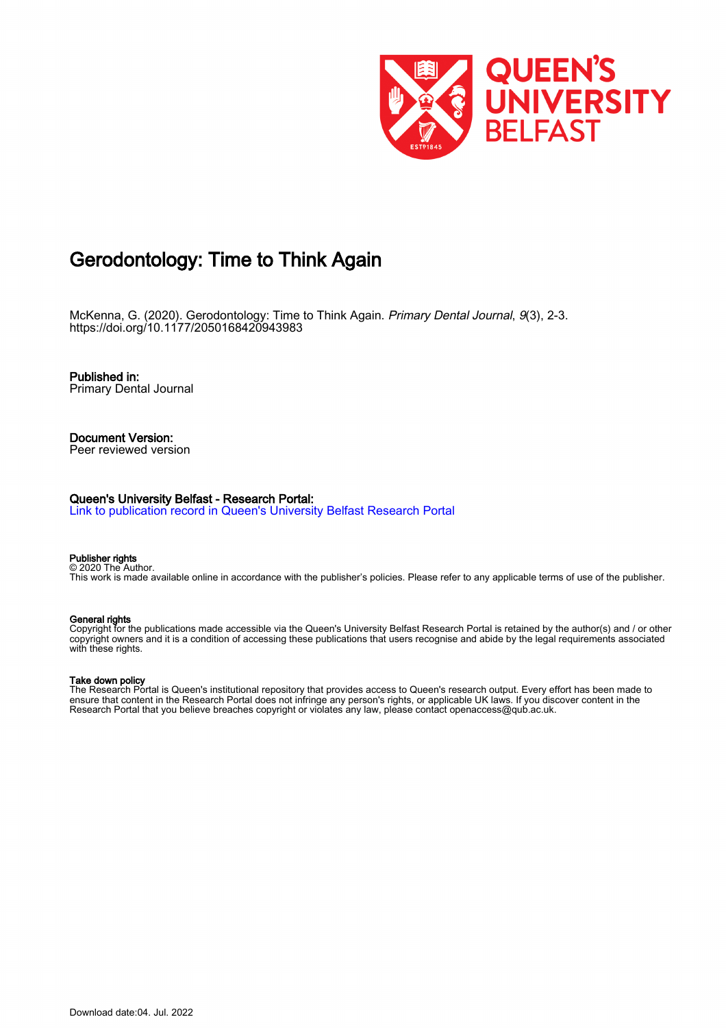# Gerodontology: Time to Think Again

McKenna, G. (2020). Gerodontology: Time to Think Again. *Primary Dental Journal*, *9*(3), 2-3. https://doi.org/10.1177/2050168420943983

**Published in:**
Primary Dental Journal

**Document Version:**
Peer reviewed version

**Queen's University Belfast - Research Portal:**
Link to publication record in Queen's University Belfast Research Portal

**Publisher rights**
© 2020 The Author.
This work is made available online in accordance with the publisher's policies. Please refer to any applicable terms of use of the publisher.

**General rights**
Copyright for the publications made accessible via the Queen's University Belfast Research Portal is retained by the author(s) and / or other copyright owners and it is a condition of accessing these publications that users recognise and abide by the legal requirements associated with these rights.

**Take down policy**
The Research Portal is Queen's institutional repository that provides access to Queen's research output. Every effort has been made to ensure that content in the Research Portal does not infringe any person's rights, or applicable UK laws. If you discover content in the Research Portal that you believe breaches copyright or violates any law, please contact openaccess@qub.ac.uk.

Download date:04. Jul. 2022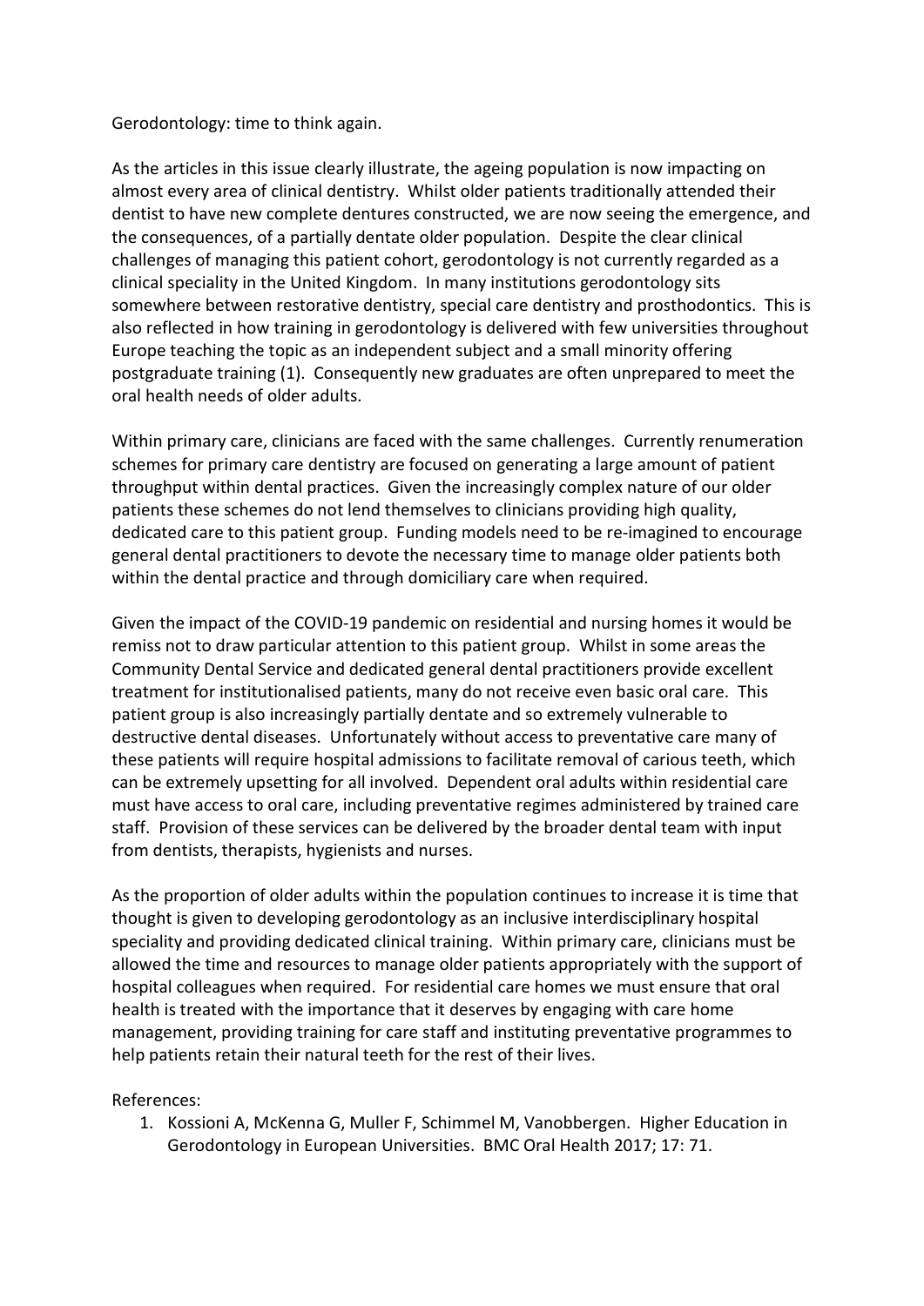Gerodontology: time to think again.

As the articles in this issue clearly illustrate, the ageing population is now impacting on almost every area of clinical dentistry. Whilst older patients traditionally attended their dentist to have new complete dentures constructed, we are now seeing the emergence, and the consequences, of a partially dentate older population. Despite the clear clinical challenges of managing this patient cohort, gerodontology is not currently regarded as a clinical speciality in the United Kingdom. In many institutions gerodontology sits somewhere between restorative dentistry, special care dentistry and prosthodontics. This is also reflected in how training in gerodontology is delivered with few universities throughout Europe teaching the topic as an independent subject and a small minority offering postgraduate training (1). Consequently new graduates are often unprepared to meet the oral health needs of older adults.

Within primary care, clinicians are faced with the same challenges. Currently renumeration schemes for primary care dentistry are focused on generating a large amount of patient throughput within dental practices. Given the increasingly complex nature of our older patients these schemes do not lend themselves to clinicians providing high quality, dedicated care to this patient group. Funding models need to be re-imagined to encourage general dental practitioners to devote the necessary time to manage older patients both within the dental practice and through domiciliary care when required.

Given the impact of the COVID-19 pandemic on residential and nursing homes it would be remiss not to draw particular attention to this patient group. Whilst in some areas the Community Dental Service and dedicated general dental practitioners provide excellent treatment for institutionalised patients, many do not receive even basic oral care. This patient group is also increasingly partially dentate and so extremely vulnerable to destructive dental diseases. Unfortunately without access to preventative care many of these patients will require hospital admissions to facilitate removal of carious teeth, which can be extremely upsetting for all involved. Dependent oral adults within residential care must have access to oral care, including preventative regimes administered by trained care staff. Provision of these services can be delivered by the broader dental team with input from dentists, therapists, hygienists and nurses.

As the proportion of older adults within the population continues to increase it is time that thought is given to developing gerodontology as an inclusive interdisciplinary hospital speciality and providing dedicated clinical training. Within primary care, clinicians must be allowed the time and resources to manage older patients appropriately with the support of hospital colleagues when required. For residential care homes we must ensure that oral health is treated with the importance that it deserves by engaging with care home management, providing training for care staff and instituting preventative programmes to help patients retain their natural teeth for the rest of their lives.

References:

1. Kossioni A, McKenna G, Muller F, Schimmel M, Vanobbergen. Higher Education in Gerodontology in European Universities. BMC Oral Health 2017; 17: 71.